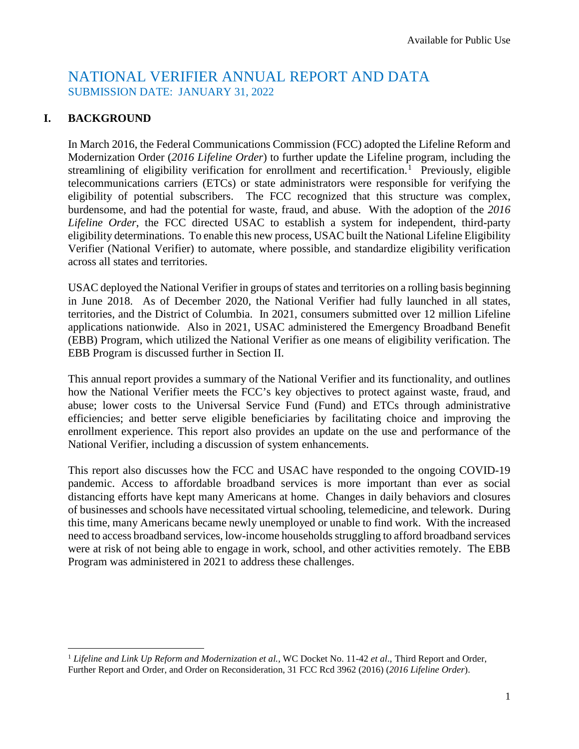Available for Public Use

# NATIONAL VERIFIER ANNUAL REPORT AND DATA

## SUBMISSION DATE: JANUARY 31, 2022

## I. BACKGROUND

In March 2016, the Federal Communications Commission (FCC) adopted the Lifeline Reform and Modernization Order (*2016 Lifeline Order*) to further update the Lifeline program, including the streamlining of eligibility verification for enrollment and recertification.[1] Previously, eligible telecommunications carriers (ETCs) or state administrators were responsible for verifying the eligibility of potential subscribers. The FCC recognized that this structure was complex, burdensome, and had the potential for waste, fraud, and abuse. With the adoption of the *2016 Lifeline Order*, the FCC directed USAC to establish a system for independent, third-party eligibility determinations. To enable this new process, USAC built the National Lifeline Eligibility Verifier (National Verifier) to automate, where possible, and standardize eligibility verification across all states and territories.

USAC deployed the National Verifier in groups of states and territories on a rolling basis beginning in June 2018. As of December 2020, the National Verifier had fully launched in all states, territories, and the District of Columbia. In 2021, consumers submitted over 12 million Lifeline applications nationwide. Also in 2021, USAC administered the Emergency Broadband Benefit (EBB) Program, which utilized the National Verifier as one means of eligibility verification. The EBB Program is discussed further in Section II.

This annual report provides a summary of the National Verifier and its functionality, and outlines how the National Verifier meets the FCC's key objectives to protect against waste, fraud, and abuse; lower costs to the Universal Service Fund (Fund) and ETCs through administrative efficiencies; and better serve eligible beneficiaries by facilitating choice and improving the enrollment experience. This report also provides an update on the use and performance of the National Verifier, including a discussion of system enhancements.

This report also discusses how the FCC and USAC have responded to the ongoing COVID-19 pandemic. Access to affordable broadband services is more important than ever as social distancing efforts have kept many Americans at home. Changes in daily behaviors and closures of businesses and schools have necessitated virtual schooling, telemedicine, and telework. During this time, many Americans became newly unemployed or unable to find work. With the increased need to access broadband services, low-income households struggling to afford broadband services were at risk of not being able to engage in work, school, and other activities remotely. The EBB Program was administered in 2021 to address these challenges.

---

[1] *Lifeline and Link Up Reform and Modernization et al.*, WC Docket No. 11-42 *et al*., Third Report and Order, Further Report and Order, and Order on Reconsideration, 31 FCC Rcd 3962 (2016) (*2016 Lifeline Order*).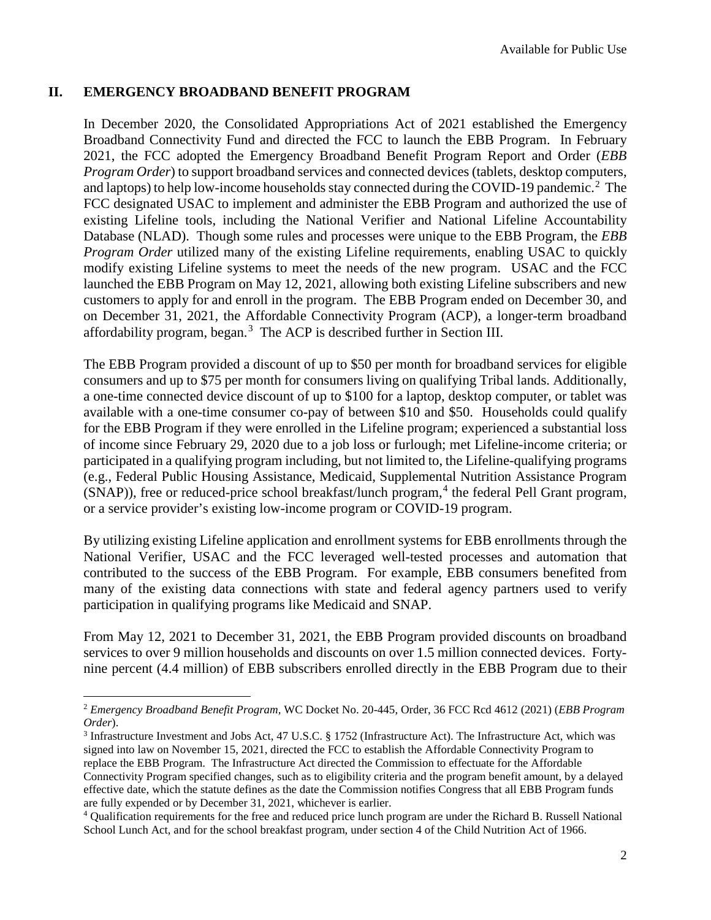## II. EMERGENCY BROADBAND BENEFIT PROGRAM

In December 2020, the Consolidated Appropriations Act of 2021 established the Emergency Broadband Connectivity Fund and directed the FCC to launch the EBB Program. In February 2021, the FCC adopted the Emergency Broadband Benefit Program Report and Order (*EBB Program Order*) to support broadband services and connected devices (tablets, desktop computers, and laptops) to help low-income households stay connected during the COVID-19 pandemic.[2] The FCC designated USAC to implement and administer the EBB Program and authorized the use of existing Lifeline tools, including the National Verifier and National Lifeline Accountability Database (NLAD). Though some rules and processes were unique to the EBB Program, the *EBB Program Order* utilized many of the existing Lifeline requirements, enabling USAC to quickly modify existing Lifeline systems to meet the needs of the new program. USAC and the FCC launched the EBB Program on May 12, 2021, allowing both existing Lifeline subscribers and new customers to apply for and enroll in the program. The EBB Program ended on December 30, and on December 31, 2021, the Affordable Connectivity Program (ACP), a longer-term broadband affordability program, began.[3] The ACP is described further in Section III.

The EBB Program provided a discount of up to $50 per month for broadband services for eligible consumers and up to $75 per month for consumers living on qualifying Tribal lands. Additionally, a one-time connected device discount of up to $100 for a laptop, desktop computer, or tablet was available with a one-time consumer co-pay of between $10 and $50. Households could qualify for the EBB Program if they were enrolled in the Lifeline program; experienced a substantial loss of income since February 29, 2020 due to a job loss or furlough; met Lifeline-income criteria; or participated in a qualifying program including, but not limited to, the Lifeline-qualifying programs (e.g., Federal Public Housing Assistance, Medicaid, Supplemental Nutrition Assistance Program (SNAP)), free or reduced-price school breakfast/lunch program,[4] the federal Pell Grant program, or a service provider's existing low-income program or COVID-19 program.

By utilizing existing Lifeline application and enrollment systems for EBB enrollments through the National Verifier, USAC and the FCC leveraged well-tested processes and automation that contributed to the success of the EBB Program. For example, EBB consumers benefited from many of the existing data connections with state and federal agency partners used to verify participation in qualifying programs like Medicaid and SNAP.

From May 12, 2021 to December 31, 2021, the EBB Program provided discounts on broadband services to over 9 million households and discounts on over 1.5 million connected devices. Forty-nine percent (4.4 million) of EBB subscribers enrolled directly in the EBB Program due to their

---

[2] *Emergency Broadband Benefit Program*, WC Docket No. 20-445, Order, 36 FCC Rcd 4612 (2021) (*EBB Program Order*).

[3] Infrastructure Investment and Jobs Act, 47 U.S.C. § 1752 (Infrastructure Act). The Infrastructure Act, which was signed into law on November 15, 2021, directed the FCC to establish the Affordable Connectivity Program to replace the EBB Program. The Infrastructure Act directed the Commission to effectuate for the Affordable Connectivity Program specified changes, such as to eligibility criteria and the program benefit amount, by a delayed effective date, which the statute defines as the date the Commission notifies Congress that all EBB Program funds are fully expended or by December 31, 2021, whichever is earlier.

[4] Qualification requirements for the free and reduced price lunch program are under the Richard B. Russell National School Lunch Act, and for the school breakfast program, under section 4 of the Child Nutrition Act of 1966.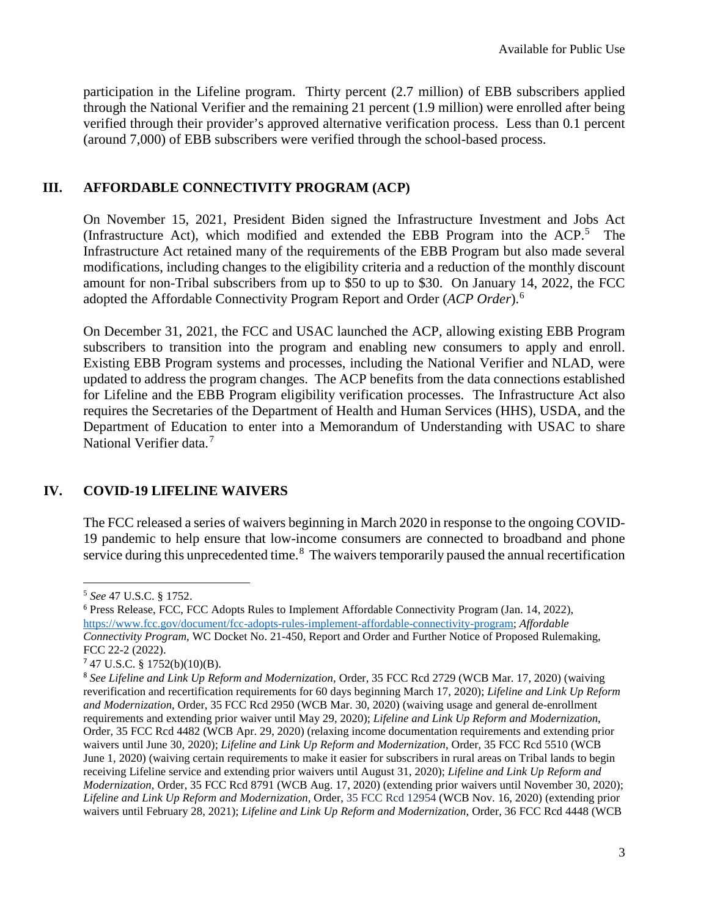participation in the Lifeline program. Thirty percent (2.7 million) of EBB subscribers applied through the National Verifier and the remaining 21 percent (1.9 million) were enrolled after being verified through their provider's approved alternative verification process. Less than 0.1 percent (around 7,000) of EBB subscribers were verified through the school-based process.

## III. AFFORDABLE CONNECTIVITY PROGRAM (ACP)

On November 15, 2021, President Biden signed the Infrastructure Investment and Jobs Act (Infrastructure Act), which modified and extended the EBB Program into the ACP.[5] The Infrastructure Act retained many of the requirements of the EBB Program but also made several modifications, including changes to the eligibility criteria and a reduction of the monthly discount amount for non-Tribal subscribers from up to $50 to up to $30. On January 14, 2022, the FCC adopted the Affordable Connectivity Program Report and Order (*ACP Order*).[6]

On December 31, 2021, the FCC and USAC launched the ACP, allowing existing EBB Program subscribers to transition into the program and enabling new consumers to apply and enroll. Existing EBB Program systems and processes, including the National Verifier and NLAD, were updated to address the program changes. The ACP benefits from the data connections established for Lifeline and the EBB Program eligibility verification processes. The Infrastructure Act also requires the Secretaries of the Department of Health and Human Services (HHS), USDA, and the Department of Education to enter into a Memorandum of Understanding with USAC to share National Verifier data.[7]

## IV. COVID-19 LIFELINE WAIVERS

The FCC released a series of waivers beginning in March 2020 in response to the ongoing COVID-19 pandemic to help ensure that low-income consumers are connected to broadband and phone service during this unprecedented time.[8] The waivers temporarily paused the annual recertification

---

[5] *See* 47 U.S.C. § 1752.

[6] Press Release, FCC, FCC Adopts Rules to Implement Affordable Connectivity Program (Jan. 14, 2022), https://www.fcc.gov/document/fcc-adopts-rules-implement-affordable-connectivity-program; *Affordable Connectivity Program*, WC Docket No. 21-450, Report and Order and Further Notice of Proposed Rulemaking, FCC 22-2 (2022).

[7] 47 U.S.C. § 1752(b)(10)(B).

[8] *See Lifeline and Link Up Reform and Modernization*, Order, 35 FCC Rcd 2729 (WCB Mar. 17, 2020) (waiving reverification and recertification requirements for 60 days beginning March 17, 2020); *Lifeline and Link Up Reform and Modernization*, Order, 35 FCC Rcd 2950 (WCB Mar. 30, 2020) (waiving usage and general de-enrollment requirements and extending prior waiver until May 29, 2020); *Lifeline and Link Up Reform and Modernization*, Order, 35 FCC Rcd 4482 (WCB Apr. 29, 2020) (relaxing income documentation requirements and extending prior waivers until June 30, 2020); *Lifeline and Link Up Reform and Modernization*, Order, 35 FCC Rcd 5510 (WCB June 1, 2020) (waiving certain requirements to make it easier for subscribers in rural areas on Tribal lands to begin receiving Lifeline service and extending prior waivers until August 31, 2020); *Lifeline and Link Up Reform and Modernization*, Order, 35 FCC Rcd 8791 (WCB Aug. 17, 2020) (extending prior waivers until November 30, 2020); *Lifeline and Link Up Reform and Modernization*, Order, 35 FCC Rcd 12954 (WCB Nov. 16, 2020) (extending prior waivers until February 28, 2021); *Lifeline and Link Up Reform and Modernization*, Order, 36 FCC Rcd 4448 (WCB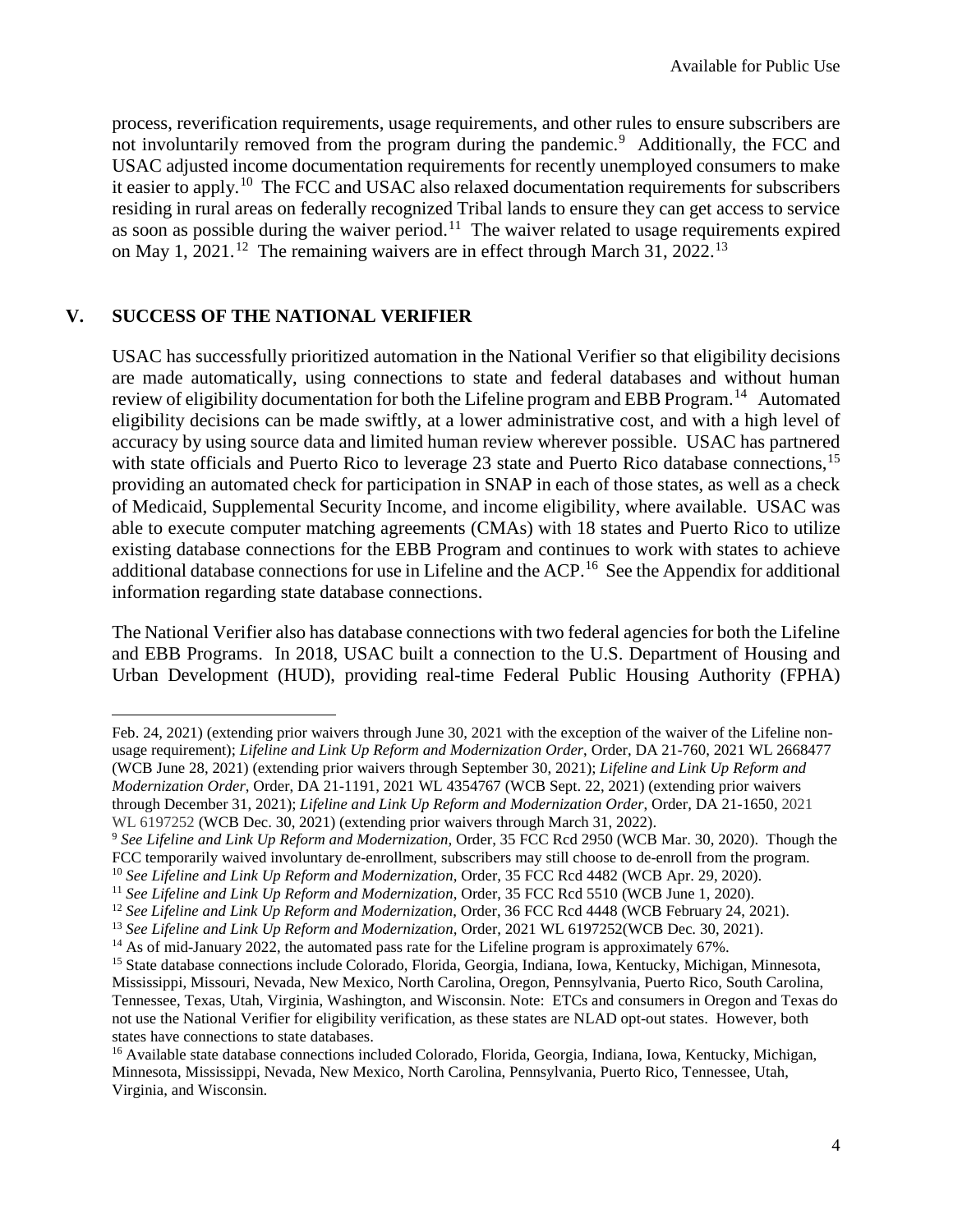process, reverification requirements, usage requirements, and other rules to ensure subscribers are not involuntarily removed from the program during the pandemic.[9] Additionally, the FCC and USAC adjusted income documentation requirements for recently unemployed consumers to make it easier to apply.[10] The FCC and USAC also relaxed documentation requirements for subscribers residing in rural areas on federally recognized Tribal lands to ensure they can get access to service as soon as possible during the waiver period.[11] The waiver related to usage requirements expired on May 1, 2021.[12] The remaining waivers are in effect through March 31, 2022.[13]

## V. SUCCESS OF THE NATIONAL VERIFIER

USAC has successfully prioritized automation in the National Verifier so that eligibility decisions are made automatically, using connections to state and federal databases and without human review of eligibility documentation for both the Lifeline program and EBB Program.[14] Automated eligibility decisions can be made swiftly, at a lower administrative cost, and with a high level of accuracy by using source data and limited human review wherever possible. USAC has partnered with state officials and Puerto Rico to leverage 23 state and Puerto Rico database connections,[15] providing an automated check for participation in SNAP in each of those states, as well as a check of Medicaid, Supplemental Security Income, and income eligibility, where available. USAC was able to execute computer matching agreements (CMAs) with 18 states and Puerto Rico to utilize existing database connections for the EBB Program and continues to work with states to achieve additional database connections for use in Lifeline and the ACP.[16] See the Appendix for additional information regarding state database connections.

The National Verifier also has database connections with two federal agencies for both the Lifeline and EBB Programs. In 2018, USAC built a connection to the U.S. Department of Housing and Urban Development (HUD), providing real-time Federal Public Housing Authority (FPHA)

---

Feb. 24, 2021) (extending prior waivers through June 30, 2021 with the exception of the waiver of the Lifeline non-usage requirement); *Lifeline and Link Up Reform and Modernization Order*, Order, DA 21-760, 2021 WL 2668477 (WCB June 28, 2021) (extending prior waivers through September 30, 2021); *Lifeline and Link Up Reform and Modernization Order*, Order, DA 21-1191, 2021 WL 4354767 (WCB Sept. 22, 2021) (extending prior waivers through December 31, 2021); *Lifeline and Link Up Reform and Modernization Order*, Order, DA 21-1650, 2021 WL 6197252 (WCB Dec. 30, 2021) (extending prior waivers through March 31, 2022).

[9] *See Lifeline and Link Up Reform and Modernization,* Order, 35 FCC Rcd 2950 (WCB Mar. 30, 2020). Though the FCC temporarily waived involuntary de-enrollment, subscribers may still choose to de-enroll from the program.

[10] *See Lifeline and Link Up Reform and Modernization*, Order, 35 FCC Rcd 4482 (WCB Apr. 29, 2020).

[11] *See Lifeline and Link Up Reform and Modernization*, Order, 35 FCC Rcd 5510 (WCB June 1, 2020).

[12] *See Lifeline and Link Up Reform and Modernization*, Order, 36 FCC Rcd 4448 (WCB February 24, 2021).

[13] *See Lifeline and Link Up Reform and Modernization,* Order, 2021 WL 6197252(WCB Dec. 30, 2021).

[14] As of mid-January 2022, the automated pass rate for the Lifeline program is approximately 67%.

[15] State database connections include Colorado, Florida, Georgia, Indiana, Iowa, Kentucky, Michigan, Minnesota, Mississippi, Missouri, Nevada, New Mexico, North Carolina, Oregon, Pennsylvania, Puerto Rico, South Carolina, Tennessee, Texas, Utah, Virginia, Washington, and Wisconsin. Note: ETCs and consumers in Oregon and Texas do not use the National Verifier for eligibility verification, as these states are NLAD opt-out states. However, both states have connections to state databases.

[16] Available state database connections included Colorado, Florida, Georgia, Indiana, Iowa, Kentucky, Michigan, Minnesota, Mississippi, Nevada, New Mexico, North Carolina, Pennsylvania, Puerto Rico, Tennessee, Utah, Virginia, and Wisconsin.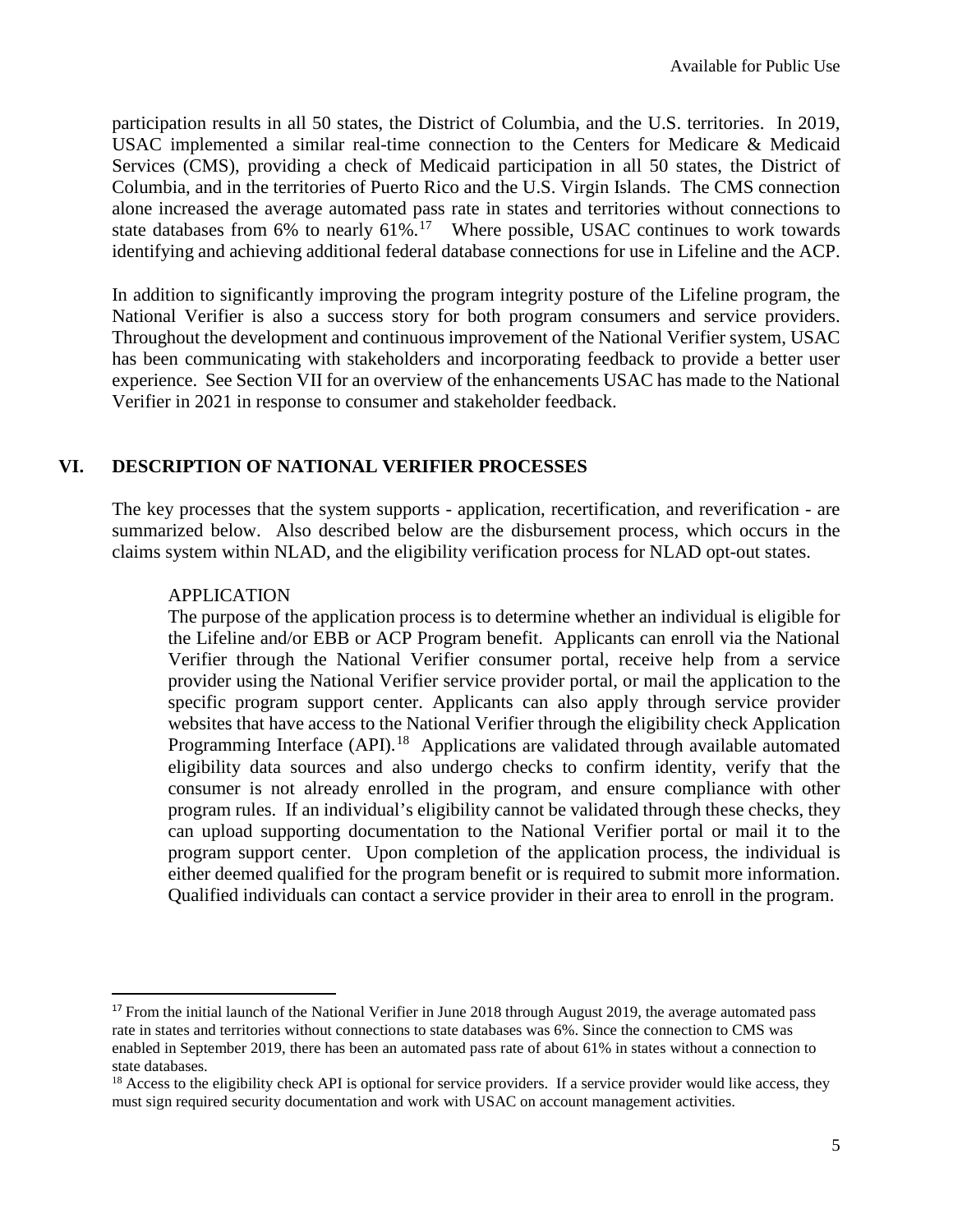participation results in all 50 states, the District of Columbia, and the U.S. territories. In 2019, USAC implemented a similar real-time connection to the Centers for Medicare & Medicaid Services (CMS), providing a check of Medicaid participation in all 50 states, the District of Columbia, and in the territories of Puerto Rico and the U.S. Virgin Islands. The CMS connection alone increased the average automated pass rate in states and territories without connections to state databases from 6% to nearly 61%.[17] Where possible, USAC continues to work towards identifying and achieving additional federal database connections for use in Lifeline and the ACP.

In addition to significantly improving the program integrity posture of the Lifeline program, the National Verifier is also a success story for both program consumers and service providers. Throughout the development and continuous improvement of the National Verifier system, USAC has been communicating with stakeholders and incorporating feedback to provide a better user experience. See Section VII for an overview of the enhancements USAC has made to the National Verifier in 2021 in response to consumer and stakeholder feedback.

## VI. DESCRIPTION OF NATIONAL VERIFIER PROCESSES

The key processes that the system supports - application, recertification, and reverification - are summarized below. Also described below are the disbursement process, which occurs in the claims system within NLAD, and the eligibility verification process for NLAD opt-out states.

### APPLICATION

The purpose of the application process is to determine whether an individual is eligible for the Lifeline and/or EBB or ACP Program benefit. Applicants can enroll via the National Verifier through the National Verifier consumer portal, receive help from a service provider using the National Verifier service provider portal, or mail the application to the specific program support center. Applicants can also apply through service provider websites that have access to the National Verifier through the eligibility check Application Programming Interface (API).[18] Applications are validated through available automated eligibility data sources and also undergo checks to confirm identity, verify that the consumer is not already enrolled in the program, and ensure compliance with other program rules. If an individual's eligibility cannot be validated through these checks, they can upload supporting documentation to the National Verifier portal or mail it to the program support center. Upon completion of the application process, the individual is either deemed qualified for the program benefit or is required to submit more information. Qualified individuals can contact a service provider in their area to enroll in the program.

---

[17] From the initial launch of the National Verifier in June 2018 through August 2019, the average automated pass rate in states and territories without connections to state databases was 6%. Since the connection to CMS was enabled in September 2019, there has been an automated pass rate of about 61% in states without a connection to state databases.

[18] Access to the eligibility check API is optional for service providers. If a service provider would like access, they must sign required security documentation and work with USAC on account management activities.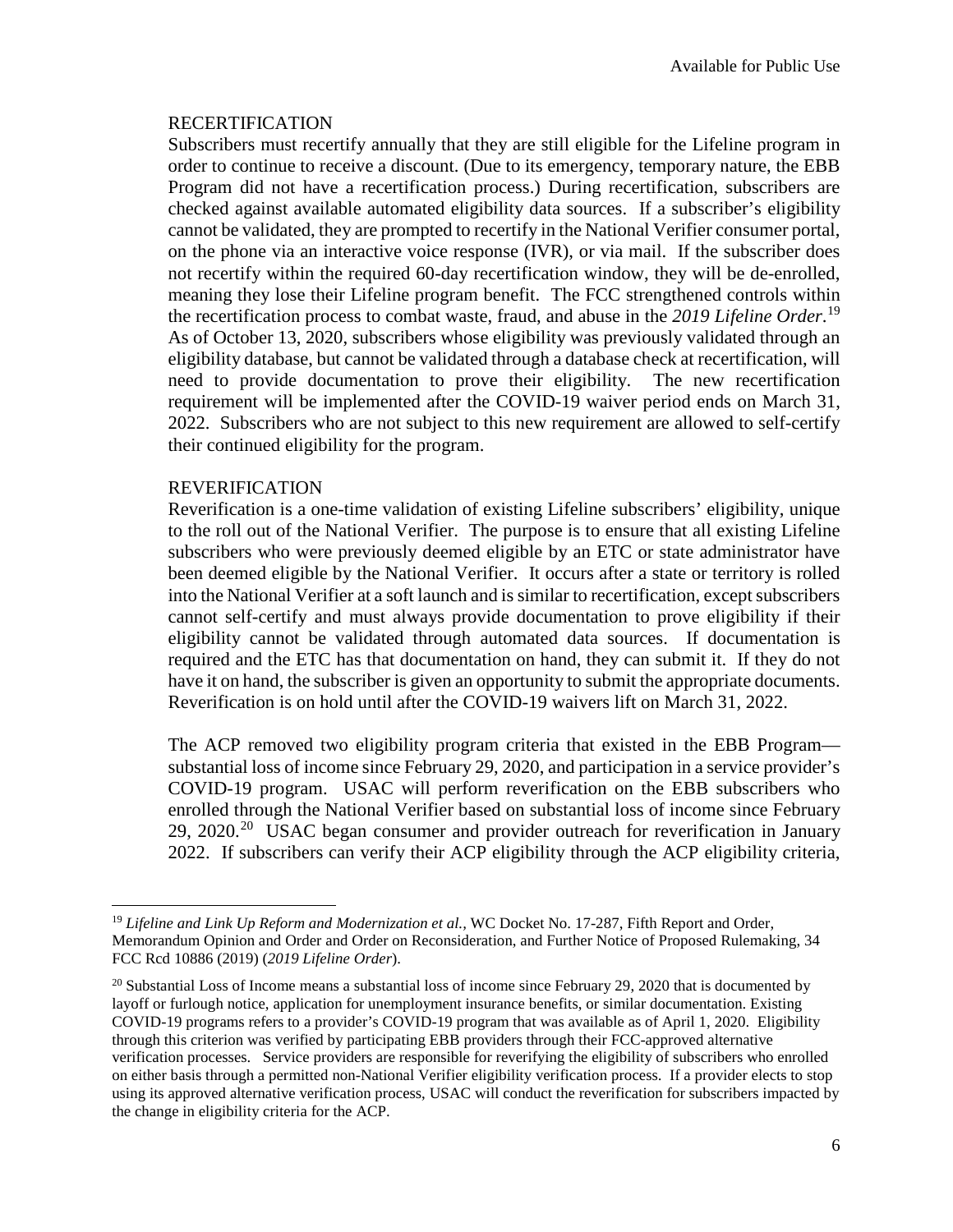RECERTIFICATION

Subscribers must recertify annually that they are still eligible for the Lifeline program in order to continue to receive a discount. (Due to its emergency, temporary nature, the EBB Program did not have a recertification process.) During recertification, subscribers are checked against available automated eligibility data sources. If a subscriber's eligibility cannot be validated, they are prompted to recertify in the National Verifier consumer portal, on the phone via an interactive voice response (IVR), or via mail. If the subscriber does not recertify within the required 60-day recertification window, they will be de-enrolled, meaning they lose their Lifeline program benefit. The FCC strengthened controls within the recertification process to combat waste, fraud, and abuse in the *2019 Lifeline Order*.[19] As of October 13, 2020, subscribers whose eligibility was previously validated through an eligibility database, but cannot be validated through a database check at recertification, will need to provide documentation to prove their eligibility. The new recertification requirement will be implemented after the COVID-19 waiver period ends on March 31, 2022. Subscribers who are not subject to this new requirement are allowed to self-certify their continued eligibility for the program.

REVERIFICATION

Reverification is a one-time validation of existing Lifeline subscribers' eligibility, unique to the roll out of the National Verifier. The purpose is to ensure that all existing Lifeline subscribers who were previously deemed eligible by an ETC or state administrator have been deemed eligible by the National Verifier. It occurs after a state or territory is rolled into the National Verifier at a soft launch and is similar to recertification, except subscribers cannot self-certify and must always provide documentation to prove eligibility if their eligibility cannot be validated through automated data sources. If documentation is required and the ETC has that documentation on hand, they can submit it. If they do not have it on hand, the subscriber is given an opportunity to submit the appropriate documents. Reverification is on hold until after the COVID-19 waivers lift on March 31, 2022.

The ACP removed two eligibility program criteria that existed in the EBB Program—substantial loss of income since February 29, 2020, and participation in a service provider's COVID-19 program. USAC will perform reverification on the EBB subscribers who enrolled through the National Verifier based on substantial loss of income since February 29, 2020.[20] USAC began consumer and provider outreach for reverification in January 2022. If subscribers can verify their ACP eligibility through the ACP eligibility criteria,

---

[19] *Lifeline and Link Up Reform and Modernization et al.*, WC Docket No. 17-287, Fifth Report and Order, Memorandum Opinion and Order and Order on Reconsideration, and Further Notice of Proposed Rulemaking, 34 FCC Rcd 10886 (2019) (*2019 Lifeline Order*).

[20] Substantial Loss of Income means a substantial loss of income since February 29, 2020 that is documented by layoff or furlough notice, application for unemployment insurance benefits, or similar documentation. Existing COVID-19 programs refers to a provider's COVID-19 program that was available as of April 1, 2020. Eligibility through this criterion was verified by participating EBB providers through their FCC-approved alternative verification processes. Service providers are responsible for reverifying the eligibility of subscribers who enrolled on either basis through a permitted non-National Verifier eligibility verification process. If a provider elects to stop using its approved alternative verification process, USAC will conduct the reverification for subscribers impacted by the change in eligibility criteria for the ACP.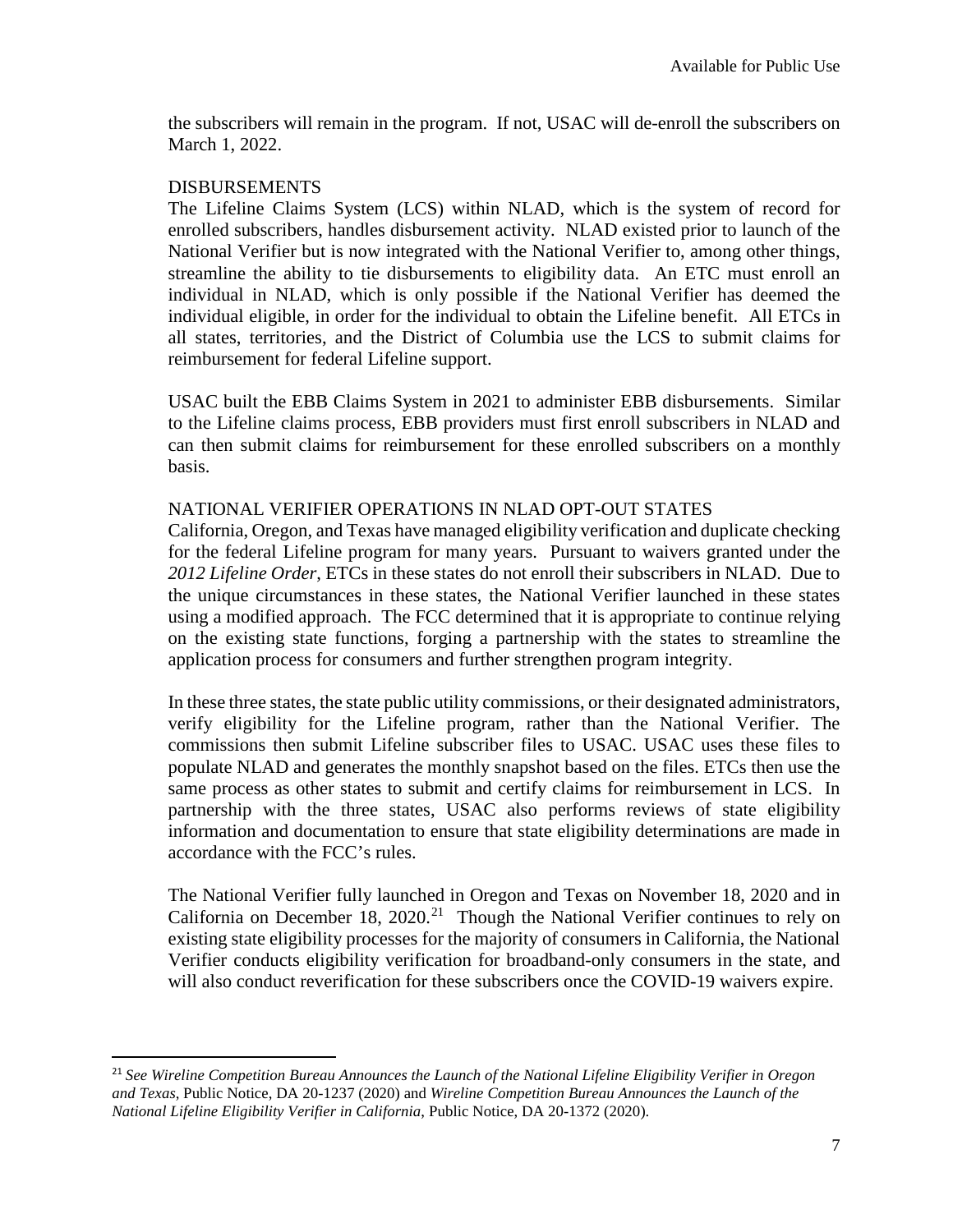the subscribers will remain in the program. If not, USAC will de-enroll the subscribers on March 1, 2022.

## DISBURSEMENTS

The Lifeline Claims System (LCS) within NLAD, which is the system of record for enrolled subscribers, handles disbursement activity. NLAD existed prior to launch of the National Verifier but is now integrated with the National Verifier to, among other things, streamline the ability to tie disbursements to eligibility data. An ETC must enroll an individual in NLAD, which is only possible if the National Verifier has deemed the individual eligible, in order for the individual to obtain the Lifeline benefit. All ETCs in all states, territories, and the District of Columbia use the LCS to submit claims for reimbursement for federal Lifeline support.

USAC built the EBB Claims System in 2021 to administer EBB disbursements. Similar to the Lifeline claims process, EBB providers must first enroll subscribers in NLAD and can then submit claims for reimbursement for these enrolled subscribers on a monthly basis.

## NATIONAL VERIFIER OPERATIONS IN NLAD OPT-OUT STATES

California, Oregon, and Texas have managed eligibility verification and duplicate checking for the federal Lifeline program for many years. Pursuant to waivers granted under the *2012 Lifeline Order*, ETCs in these states do not enroll their subscribers in NLAD. Due to the unique circumstances in these states, the National Verifier launched in these states using a modified approach. The FCC determined that it is appropriate to continue relying on the existing state functions, forging a partnership with the states to streamline the application process for consumers and further strengthen program integrity.

In these three states, the state public utility commissions, or their designated administrators, verify eligibility for the Lifeline program, rather than the National Verifier. The commissions then submit Lifeline subscriber files to USAC. USAC uses these files to populate NLAD and generates the monthly snapshot based on the files. ETCs then use the same process as other states to submit and certify claims for reimbursement in LCS. In partnership with the three states, USAC also performs reviews of state eligibility information and documentation to ensure that state eligibility determinations are made in accordance with the FCC's rules.

The National Verifier fully launched in Oregon and Texas on November 18, 2020 and in California on December 18, 2020.[21] Though the National Verifier continues to rely on existing state eligibility processes for the majority of consumers in California, the National Verifier conducts eligibility verification for broadband-only consumers in the state, and will also conduct reverification for these subscribers once the COVID-19 waivers expire.

---

[21] *See Wireline Competition Bureau Announces the Launch of the National Lifeline Eligibility Verifier in Oregon and Texas*, Public Notice, DA 20-1237 (2020) and *Wireline Competition Bureau Announces the Launch of the National Lifeline Eligibility Verifier in California*, Public Notice, DA 20-1372 (2020).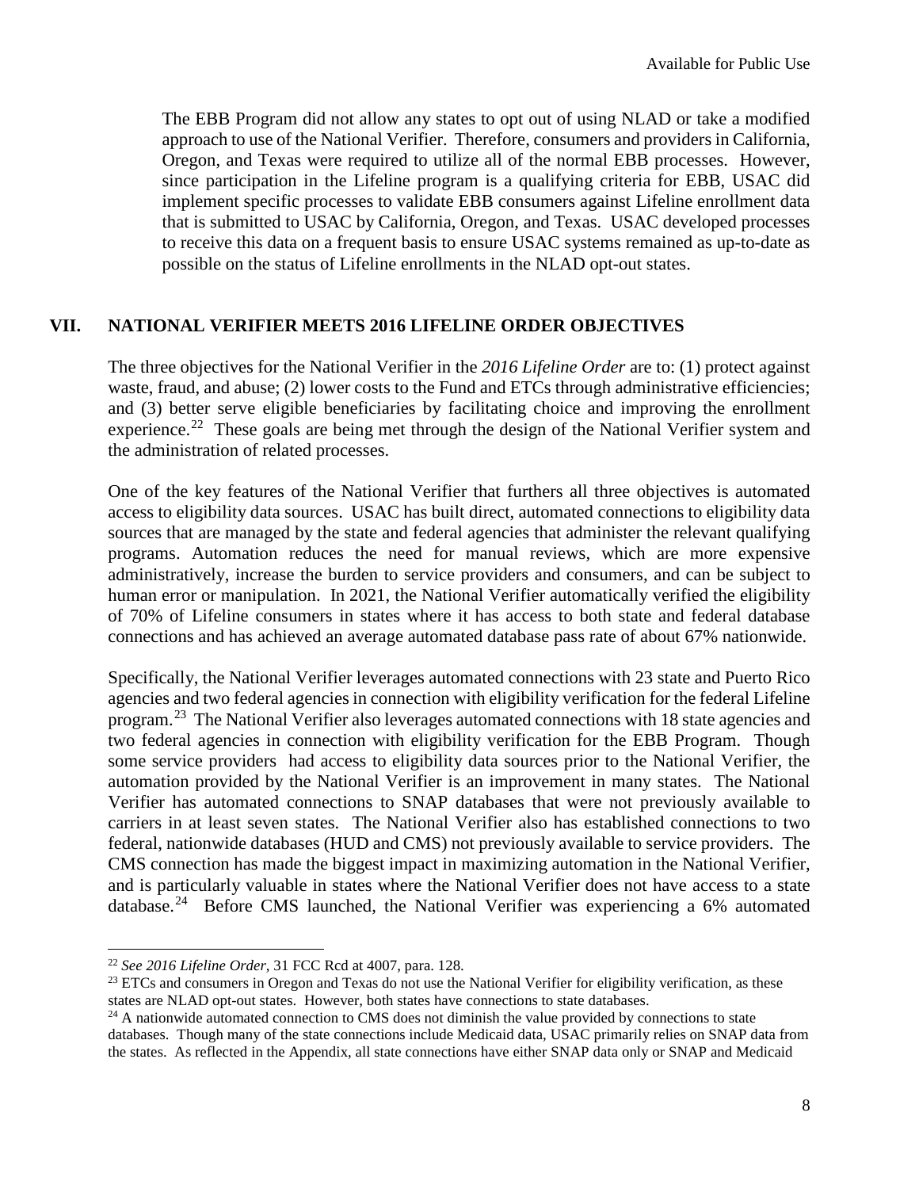The EBB Program did not allow any states to opt out of using NLAD or take a modified approach to use of the National Verifier. Therefore, consumers and providers in California, Oregon, and Texas were required to utilize all of the normal EBB processes. However, since participation in the Lifeline program is a qualifying criteria for EBB, USAC did implement specific processes to validate EBB consumers against Lifeline enrollment data that is submitted to USAC by California, Oregon, and Texas. USAC developed processes to receive this data on a frequent basis to ensure USAC systems remained as up-to-date as possible on the status of Lifeline enrollments in the NLAD opt-out states.

## VII. NATIONAL VERIFIER MEETS 2016 LIFELINE ORDER OBJECTIVES

The three objectives for the National Verifier in the *2016 Lifeline Order* are to: (1) protect against waste, fraud, and abuse; (2) lower costs to the Fund and ETCs through administrative efficiencies; and (3) better serve eligible beneficiaries by facilitating choice and improving the enrollment experience.[22] These goals are being met through the design of the National Verifier system and the administration of related processes.

One of the key features of the National Verifier that furthers all three objectives is automated access to eligibility data sources. USAC has built direct, automated connections to eligibility data sources that are managed by the state and federal agencies that administer the relevant qualifying programs. Automation reduces the need for manual reviews, which are more expensive administratively, increase the burden to service providers and consumers, and can be subject to human error or manipulation. In 2021, the National Verifier automatically verified the eligibility of 70% of Lifeline consumers in states where it has access to both state and federal database connections and has achieved an average automated database pass rate of about 67% nationwide.

Specifically, the National Verifier leverages automated connections with 23 state and Puerto Rico agencies and two federal agencies in connection with eligibility verification for the federal Lifeline program.[23] The National Verifier also leverages automated connections with 18 state agencies and two federal agencies in connection with eligibility verification for the EBB Program. Though some service providers had access to eligibility data sources prior to the National Verifier, the automation provided by the National Verifier is an improvement in many states. The National Verifier has automated connections to SNAP databases that were not previously available to carriers in at least seven states. The National Verifier also has established connections to two federal, nationwide databases (HUD and CMS) not previously available to service providers. The CMS connection has made the biggest impact in maximizing automation in the National Verifier, and is particularly valuable in states where the National Verifier does not have access to a state database.[24] Before CMS launched, the National Verifier was experiencing a 6% automated

---

[22] *See 2016 Lifeline Order*, 31 FCC Rcd at 4007, para. 128.

[23] ETCs and consumers in Oregon and Texas do not use the National Verifier for eligibility verification, as these states are NLAD opt-out states. However, both states have connections to state databases.

[24] A nationwide automated connection to CMS does not diminish the value provided by connections to state databases. Though many of the state connections include Medicaid data, USAC primarily relies on SNAP data from the states. As reflected in the Appendix, all state connections have either SNAP data only or SNAP and Medicaid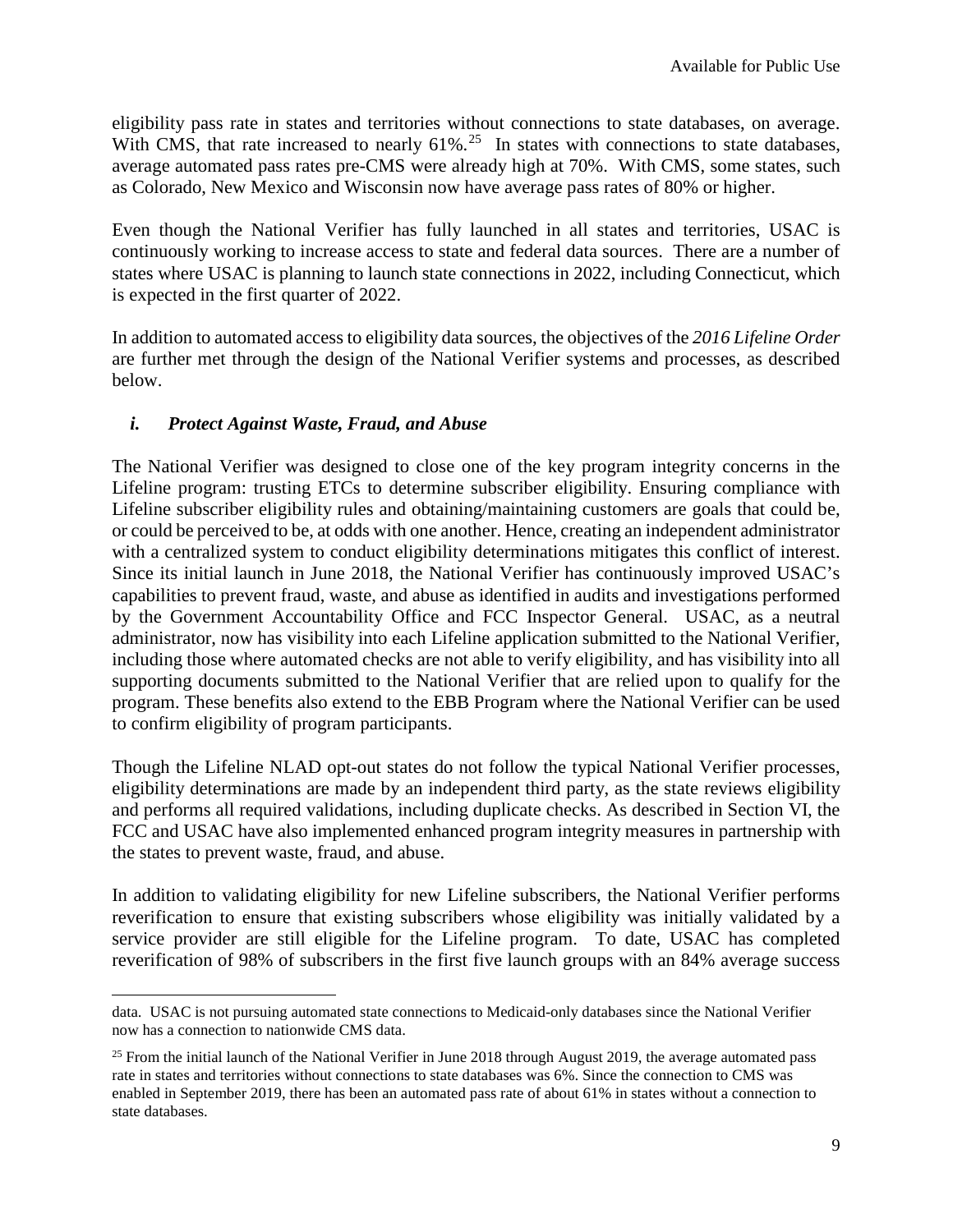eligibility pass rate in states and territories without connections to state databases, on average. With CMS, that rate increased to nearly 61%.[25] In states with connections to state databases, average automated pass rates pre-CMS were already high at 70%. With CMS, some states, such as Colorado, New Mexico and Wisconsin now have average pass rates of 80% or higher.

Even though the National Verifier has fully launched in all states and territories, USAC is continuously working to increase access to state and federal data sources. There are a number of states where USAC is planning to launch state connections in 2022, including Connecticut, which is expected in the first quarter of 2022.

In addition to automated access to eligibility data sources, the objectives of the *2016 Lifeline Order* are further met through the design of the National Verifier systems and processes, as described below.

### *i. Protect Against Waste, Fraud, and Abuse*

The National Verifier was designed to close one of the key program integrity concerns in the Lifeline program: trusting ETCs to determine subscriber eligibility. Ensuring compliance with Lifeline subscriber eligibility rules and obtaining/maintaining customers are goals that could be, or could be perceived to be, at odds with one another. Hence, creating an independent administrator with a centralized system to conduct eligibility determinations mitigates this conflict of interest. Since its initial launch in June 2018, the National Verifier has continuously improved USAC's capabilities to prevent fraud, waste, and abuse as identified in audits and investigations performed by the Government Accountability Office and FCC Inspector General. USAC, as a neutral administrator, now has visibility into each Lifeline application submitted to the National Verifier, including those where automated checks are not able to verify eligibility, and has visibility into all supporting documents submitted to the National Verifier that are relied upon to qualify for the program. These benefits also extend to the EBB Program where the National Verifier can be used to confirm eligibility of program participants.

Though the Lifeline NLAD opt-out states do not follow the typical National Verifier processes, eligibility determinations are made by an independent third party, as the state reviews eligibility and performs all required validations, including duplicate checks. As described in Section VI, the FCC and USAC have also implemented enhanced program integrity measures in partnership with the states to prevent waste, fraud, and abuse.

In addition to validating eligibility for new Lifeline subscribers, the National Verifier performs reverification to ensure that existing subscribers whose eligibility was initially validated by a service provider are still eligible for the Lifeline program. To date, USAC has completed reverification of 98% of subscribers in the first five launch groups with an 84% average success

---

data. USAC is not pursuing automated state connections to Medicaid-only databases since the National Verifier now has a connection to nationwide CMS data.

[25] From the initial launch of the National Verifier in June 2018 through August 2019, the average automated pass rate in states and territories without connections to state databases was 6%. Since the connection to CMS was enabled in September 2019, there has been an automated pass rate of about 61% in states without a connection to state databases.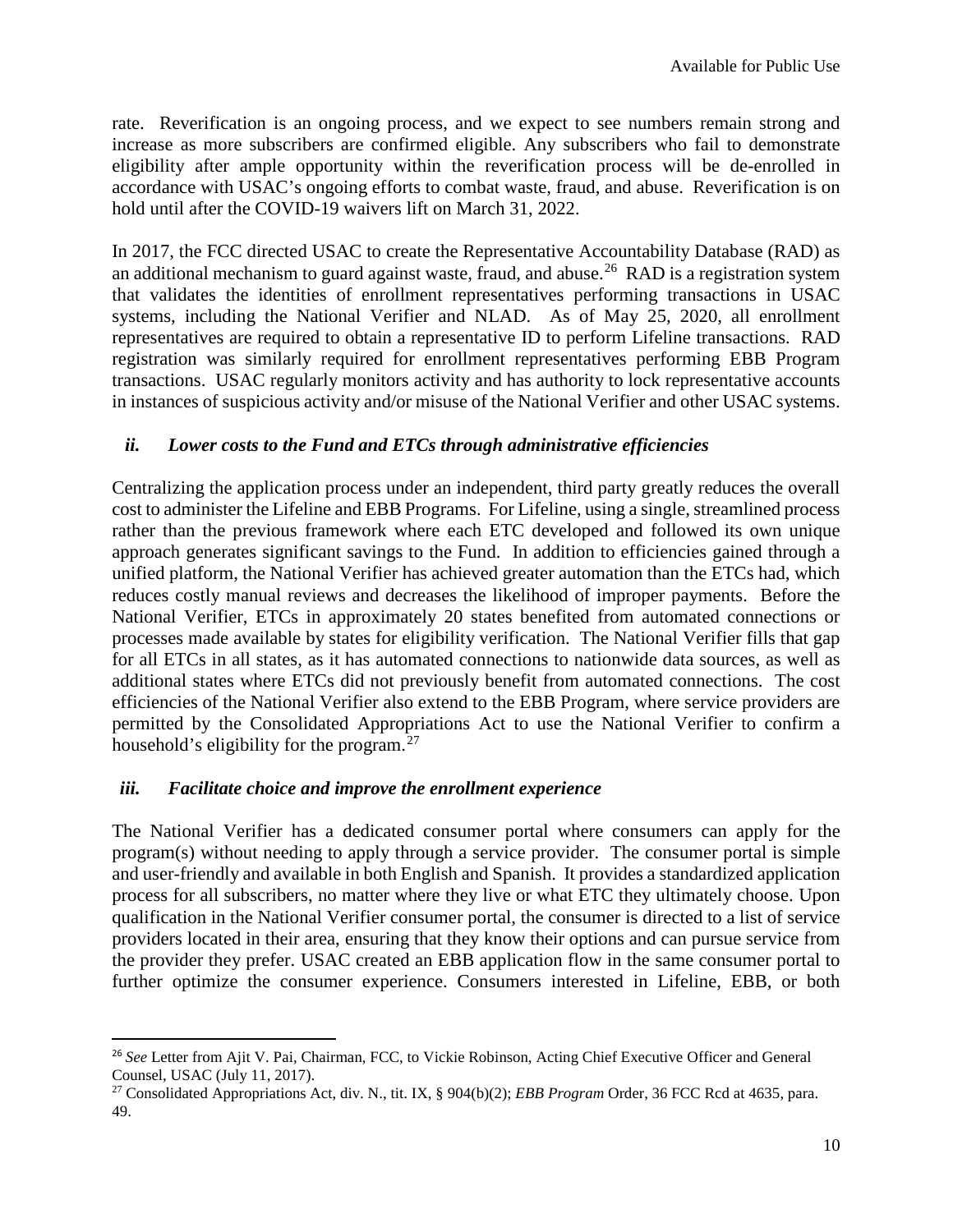rate. Reverification is an ongoing process, and we expect to see numbers remain strong and increase as more subscribers are confirmed eligible. Any subscribers who fail to demonstrate eligibility after ample opportunity within the reverification process will be de-enrolled in accordance with USAC's ongoing efforts to combat waste, fraud, and abuse. Reverification is on hold until after the COVID-19 waivers lift on March 31, 2022.

In 2017, the FCC directed USAC to create the Representative Accountability Database (RAD) as an additional mechanism to guard against waste, fraud, and abuse.[26] RAD is a registration system that validates the identities of enrollment representatives performing transactions in USAC systems, including the National Verifier and NLAD. As of May 25, 2020, all enrollment representatives are required to obtain a representative ID to perform Lifeline transactions. RAD registration was similarly required for enrollment representatives performing EBB Program transactions. USAC regularly monitors activity and has authority to lock representative accounts in instances of suspicious activity and/or misuse of the National Verifier and other USAC systems.

### *ii. Lower costs to the Fund and ETCs through administrative efficiencies*

Centralizing the application process under an independent, third party greatly reduces the overall cost to administer the Lifeline and EBB Programs. For Lifeline, using a single, streamlined process rather than the previous framework where each ETC developed and followed its own unique approach generates significant savings to the Fund. In addition to efficiencies gained through a unified platform, the National Verifier has achieved greater automation than the ETCs had, which reduces costly manual reviews and decreases the likelihood of improper payments. Before the National Verifier, ETCs in approximately 20 states benefited from automated connections or processes made available by states for eligibility verification. The National Verifier fills that gap for all ETCs in all states, as it has automated connections to nationwide data sources, as well as additional states where ETCs did not previously benefit from automated connections. The cost efficiencies of the National Verifier also extend to the EBB Program, where service providers are permitted by the Consolidated Appropriations Act to use the National Verifier to confirm a household's eligibility for the program.[27]

### *iii. Facilitate choice and improve the enrollment experience*

The National Verifier has a dedicated consumer portal where consumers can apply for the program(s) without needing to apply through a service provider. The consumer portal is simple and user-friendly and available in both English and Spanish. It provides a standardized application process for all subscribers, no matter where they live or what ETC they ultimately choose. Upon qualification in the National Verifier consumer portal, the consumer is directed to a list of service providers located in their area, ensuring that they know their options and can pursue service from the provider they prefer. USAC created an EBB application flow in the same consumer portal to further optimize the consumer experience. Consumers interested in Lifeline, EBB, or both

---

[26] *See* Letter from Ajit V. Pai, Chairman, FCC, to Vickie Robinson, Acting Chief Executive Officer and General Counsel, USAC (July 11, 2017).

[27] Consolidated Appropriations Act, div. N., tit. IX, § 904(b)(2); *EBB Program* Order, 36 FCC Rcd at 4635, para. 49.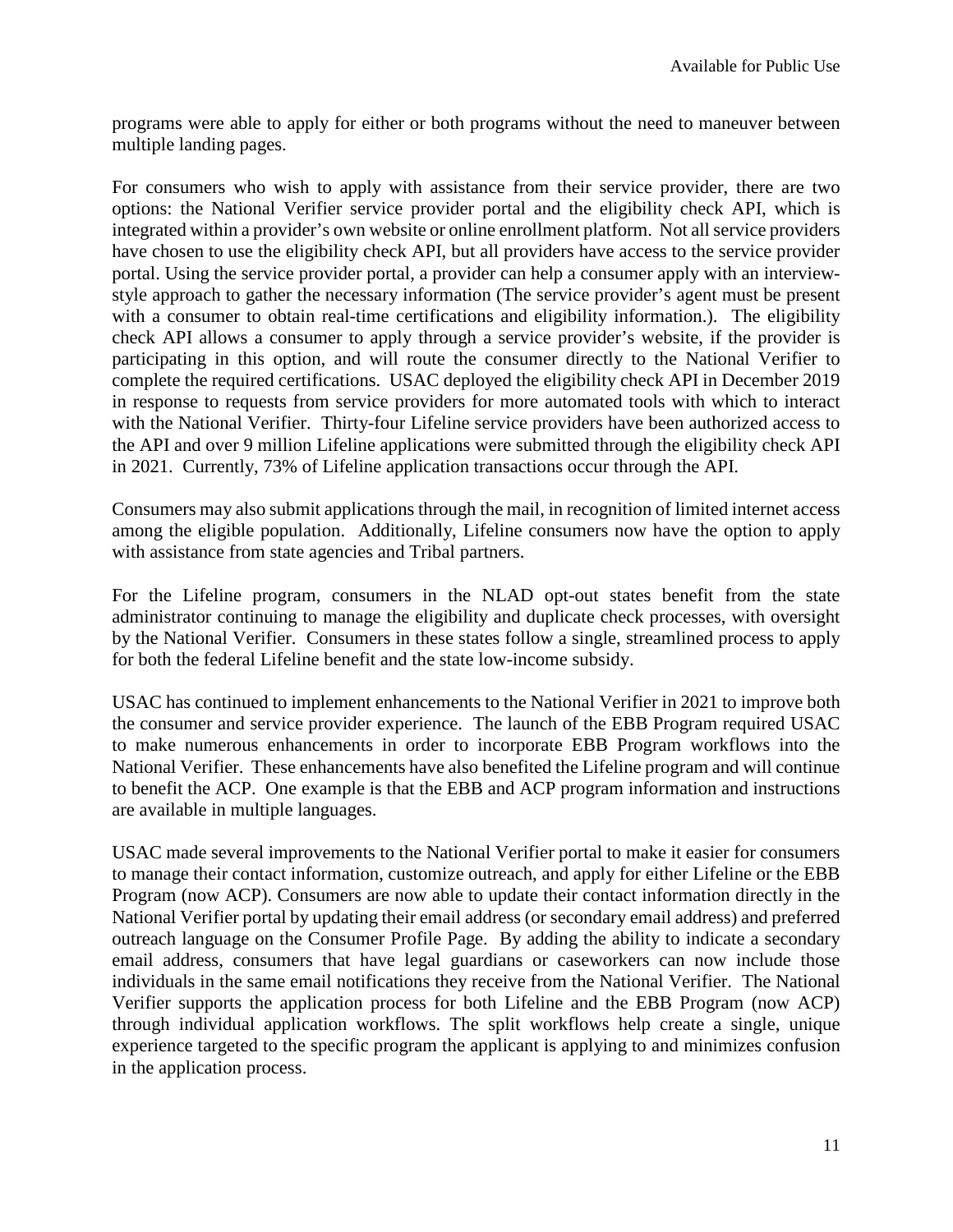programs were able to apply for either or both programs without the need to maneuver between multiple landing pages.

For consumers who wish to apply with assistance from their service provider, there are two options: the National Verifier service provider portal and the eligibility check API, which is integrated within a provider's own website or online enrollment platform. Not all service providers have chosen to use the eligibility check API, but all providers have access to the service provider portal. Using the service provider portal, a provider can help a consumer apply with an interview-style approach to gather the necessary information (The service provider's agent must be present with a consumer to obtain real-time certifications and eligibility information.). The eligibility check API allows a consumer to apply through a service provider's website, if the provider is participating in this option, and will route the consumer directly to the National Verifier to complete the required certifications. USAC deployed the eligibility check API in December 2019 in response to requests from service providers for more automated tools with which to interact with the National Verifier. Thirty-four Lifeline service providers have been authorized access to the API and over 9 million Lifeline applications were submitted through the eligibility check API in 2021. Currently, 73% of Lifeline application transactions occur through the API.

Consumers may also submit applications through the mail, in recognition of limited internet access among the eligible population. Additionally, Lifeline consumers now have the option to apply with assistance from state agencies and Tribal partners.

For the Lifeline program, consumers in the NLAD opt-out states benefit from the state administrator continuing to manage the eligibility and duplicate check processes, with oversight by the National Verifier. Consumers in these states follow a single, streamlined process to apply for both the federal Lifeline benefit and the state low-income subsidy.

USAC has continued to implement enhancements to the National Verifier in 2021 to improve both the consumer and service provider experience. The launch of the EBB Program required USAC to make numerous enhancements in order to incorporate EBB Program workflows into the National Verifier. These enhancements have also benefited the Lifeline program and will continue to benefit the ACP. One example is that the EBB and ACP program information and instructions are available in multiple languages.

USAC made several improvements to the National Verifier portal to make it easier for consumers to manage their contact information, customize outreach, and apply for either Lifeline or the EBB Program (now ACP). Consumers are now able to update their contact information directly in the National Verifier portal by updating their email address (or secondary email address) and preferred outreach language on the Consumer Profile Page. By adding the ability to indicate a secondary email address, consumers that have legal guardians or caseworkers can now include those individuals in the same email notifications they receive from the National Verifier. The National Verifier supports the application process for both Lifeline and the EBB Program (now ACP) through individual application workflows. The split workflows help create a single, unique experience targeted to the specific program the applicant is applying to and minimizes confusion in the application process.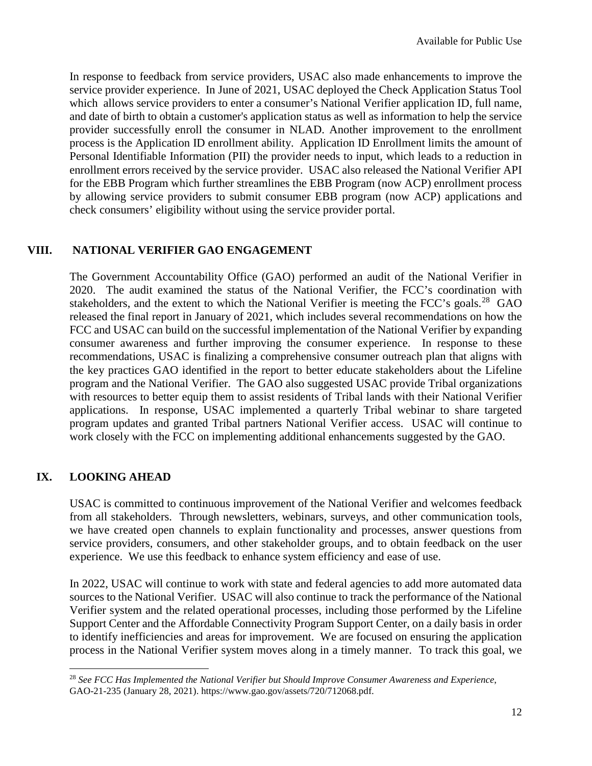In response to feedback from service providers, USAC also made enhancements to improve the service provider experience. In June of 2021, USAC deployed the Check Application Status Tool which allows service providers to enter a consumer's National Verifier application ID, full name, and date of birth to obtain a customer's application status as well as information to help the service provider successfully enroll the consumer in NLAD. Another improvement to the enrollment process is the Application ID enrollment ability. Application ID Enrollment limits the amount of Personal Identifiable Information (PII) the provider needs to input, which leads to a reduction in enrollment errors received by the service provider. USAC also released the National Verifier API for the EBB Program which further streamlines the EBB Program (now ACP) enrollment process by allowing service providers to submit consumer EBB program (now ACP) applications and check consumers' eligibility without using the service provider portal.

## VIII. NATIONAL VERIFIER GAO ENGAGEMENT

The Government Accountability Office (GAO) performed an audit of the National Verifier in 2020. The audit examined the status of the National Verifier, the FCC's coordination with stakeholders, and the extent to which the National Verifier is meeting the FCC's goals.[28] GAO released the final report in January of 2021, which includes several recommendations on how the FCC and USAC can build on the successful implementation of the National Verifier by expanding consumer awareness and further improving the consumer experience. In response to these recommendations, USAC is finalizing a comprehensive consumer outreach plan that aligns with the key practices GAO identified in the report to better educate stakeholders about the Lifeline program and the National Verifier. The GAO also suggested USAC provide Tribal organizations with resources to better equip them to assist residents of Tribal lands with their National Verifier applications. In response, USAC implemented a quarterly Tribal webinar to share targeted program updates and granted Tribal partners National Verifier access. USAC will continue to work closely with the FCC on implementing additional enhancements suggested by the GAO.

## IX. LOOKING AHEAD

USAC is committed to continuous improvement of the National Verifier and welcomes feedback from all stakeholders. Through newsletters, webinars, surveys, and other communication tools, we have created open channels to explain functionality and processes, answer questions from service providers, consumers, and other stakeholder groups, and to obtain feedback on the user experience. We use this feedback to enhance system efficiency and ease of use.

In 2022, USAC will continue to work with state and federal agencies to add more automated data sources to the National Verifier. USAC will also continue to track the performance of the National Verifier system and the related operational processes, including those performed by the Lifeline Support Center and the Affordable Connectivity Program Support Center, on a daily basis in order to identify inefficiencies and areas for improvement. We are focused on ensuring the application process in the National Verifier system moves along in a timely manner. To track this goal, we

[28] *See FCC Has Implemented the National Verifier but Should Improve Consumer Awareness and Experience*, GAO-21-235 (January 28, 2021). https://www.gao.gov/assets/720/712068.pdf.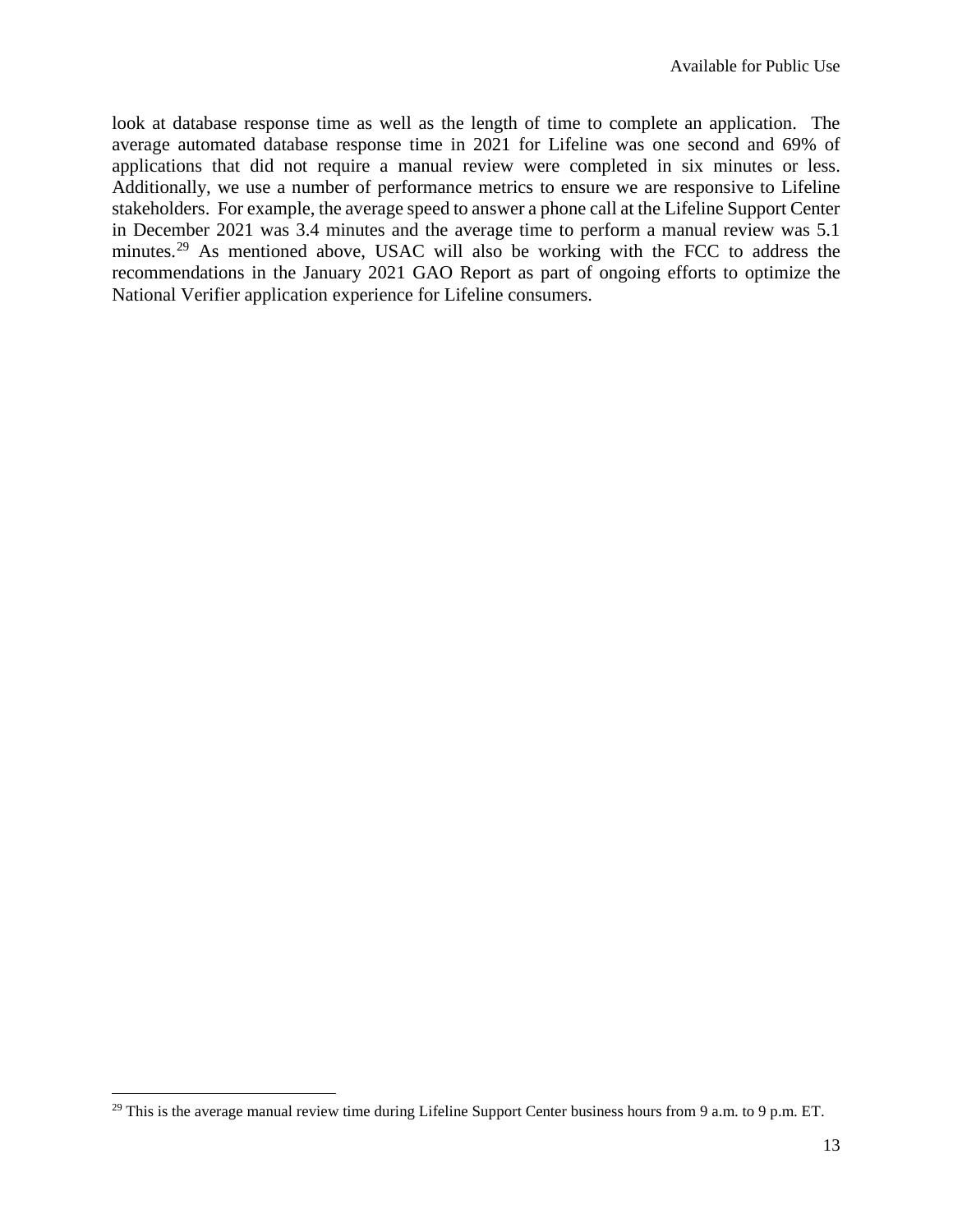look at database response time as well as the length of time to complete an application. The average automated database response time in 2021 for Lifeline was one second and 69% of applications that did not require a manual review were completed in six minutes or less. Additionally, we use a number of performance metrics to ensure we are responsive to Lifeline stakeholders. For example, the average speed to answer a phone call at the Lifeline Support Center in December 2021 was 3.4 minutes and the average time to perform a manual review was 5.1 minutes.[29] As mentioned above, USAC will also be working with the FCC to address the recommendations in the January 2021 GAO Report as part of ongoing efforts to optimize the National Verifier application experience for Lifeline consumers.

[29] This is the average manual review time during Lifeline Support Center business hours from 9 a.m. to 9 p.m. ET.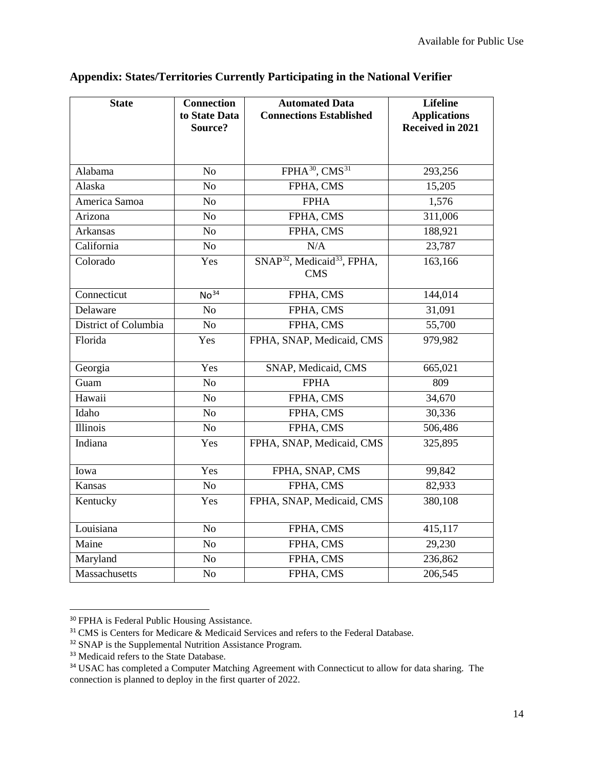## Appendix: States/Territories Currently Participating in the National Verifier

| State | Connection to State Data Source? | Automated Data Connections Established | Lifeline Applications Received in 2021 |
|---|---|---|---|
| Alabama | No | FPHA[30], CMS[31] | 293,256 |
| Alaska | No | FPHA, CMS | 15,205 |
| America Samoa | No | FPHA | 1,576 |
| Arizona | No | FPHA, CMS | 311,006 |
| Arkansas | No | FPHA, CMS | 188,921 |
| California | No | N/A | 23,787 |
| Colorado | Yes | SNAP[32], Medicaid[33], FPHA, CMS | 163,166 |
| Connecticut | No[34] | FPHA, CMS | 144,014 |
| Delaware | No | FPHA, CMS | 31,091 |
| District of Columbia | No | FPHA, CMS | 55,700 |
| Florida | Yes | FPHA, SNAP, Medicaid, CMS | 979,982 |
| Georgia | Yes | SNAP, Medicaid, CMS | 665,021 |
| Guam | No | FPHA | 809 |
| Hawaii | No | FPHA, CMS | 34,670 |
| Idaho | No | FPHA, CMS | 30,336 |
| Illinois | No | FPHA, CMS | 506,486 |
| Indiana | Yes | FPHA, SNAP, Medicaid, CMS | 325,895 |
| Iowa | Yes | FPHA, SNAP, CMS | 99,842 |
| Kansas | No | FPHA, CMS | 82,933 |
| Kentucky | Yes | FPHA, SNAP, Medicaid, CMS | 380,108 |
| Louisiana | No | FPHA, CMS | 415,117 |
| Maine | No | FPHA, CMS | 29,230 |
| Maryland | No | FPHA, CMS | 236,862 |
| Massachusetts | No | FPHA, CMS | 206,545 |

[30] FPHA is Federal Public Housing Assistance.

[31] CMS is Centers for Medicare & Medicaid Services and refers to the Federal Database.

[32] SNAP is the Supplemental Nutrition Assistance Program.

[33] Medicaid refers to the State Database.

[34] USAC has completed a Computer Matching Agreement with Connecticut to allow for data sharing. The connection is planned to deploy in the first quarter of 2022.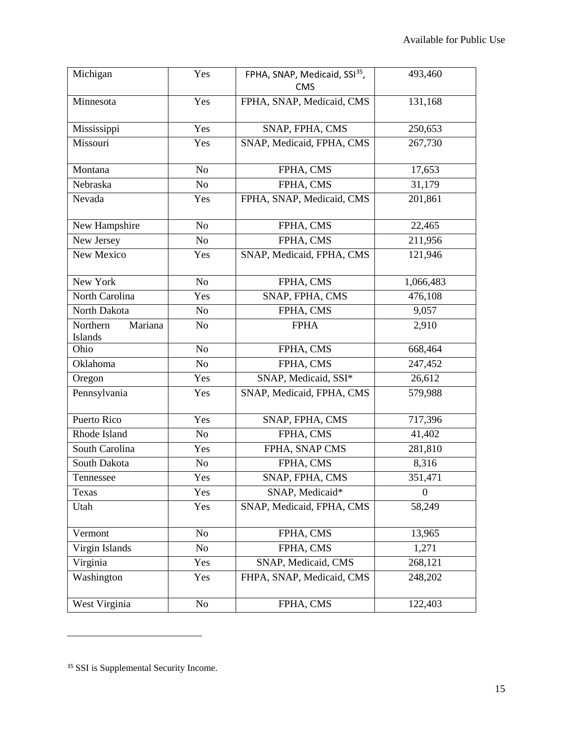| Michigan | Yes | FPHA, SNAP, Medicaid, SSI[35], CMS | 493,460 |
|---|---|---|---|
| Minnesota | Yes | FPHA, SNAP, Medicaid, CMS | 131,168 |
| Mississippi | Yes | SNAP, FPHA, CMS | 250,653 |
| Missouri | Yes | SNAP, Medicaid, FPHA, CMS | 267,730 |
| Montana | No | FPHA, CMS | 17,653 |
| Nebraska | No | FPHA, CMS | 31,179 |
| Nevada | Yes | FPHA, SNAP, Medicaid, CMS | 201,861 |
| New Hampshire | No | FPHA, CMS | 22,465 |
| New Jersey | No | FPHA, CMS | 211,956 |
| New Mexico | Yes | SNAP, Medicaid, FPHA, CMS | 121,946 |
| New York | No | FPHA, CMS | 1,066,483 |
| North Carolina | Yes | SNAP, FPHA, CMS | 476,108 |
| North Dakota | No | FPHA, CMS | 9,057 |
| Northern Mariana Islands | No | FPHA | 2,910 |
| Ohio | No | FPHA, CMS | 668,464 |
| Oklahoma | No | FPHA, CMS | 247,452 |
| Oregon | Yes | SNAP, Medicaid, SSI* | 26,612 |
| Pennsylvania | Yes | SNAP, Medicaid, FPHA, CMS | 579,988 |
| Puerto Rico | Yes | SNAP, FPHA, CMS | 717,396 |
| Rhode Island | No | FPHA, CMS | 41,402 |
| South Carolina | Yes | FPHA, SNAP CMS | 281,810 |
| South Dakota | No | FPHA, CMS | 8,316 |
| Tennessee | Yes | SNAP, FPHA, CMS | 351,471 |
| Texas | Yes | SNAP, Medicaid* | 0 |
| Utah | Yes | SNAP, Medicaid, FPHA, CMS | 58,249 |
| Vermont | No | FPHA, CMS | 13,965 |
| Virgin Islands | No | FPHA, CMS | 1,271 |
| Virginia | Yes | SNAP, Medicaid, CMS | 268,121 |
| Washington | Yes | FHPA, SNAP, Medicaid, CMS | 248,202 |
| West Virginia | No | FPHA, CMS | 122,403 |

[35] SSI is Supplemental Security Income.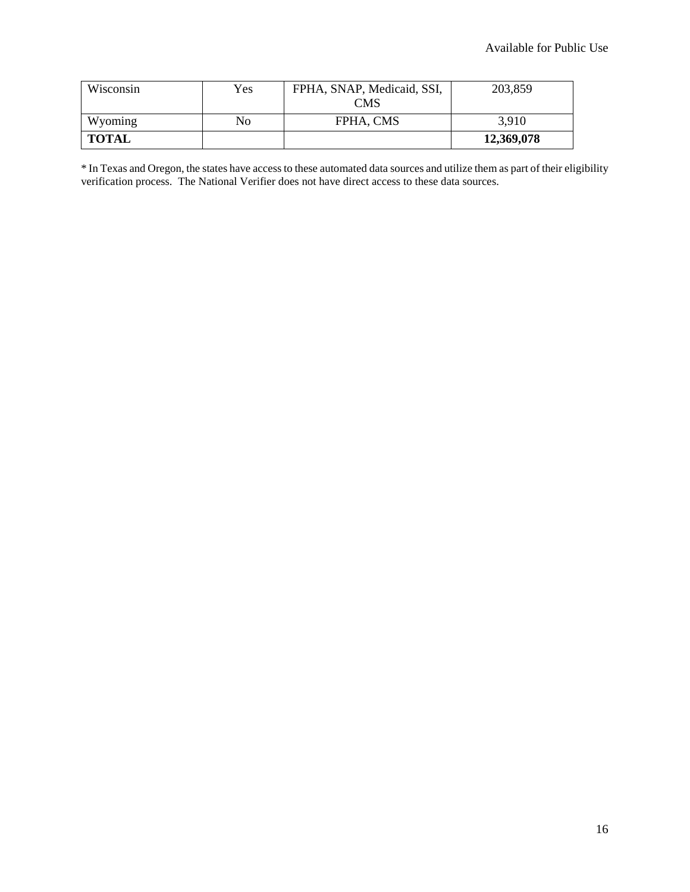| | | | |
|---|---|---|---|
| Wisconsin | Yes | FPHA, SNAP, Medicaid, SSI, CMS | 203,859 |
| Wyoming | No | FPHA, CMS | 3,910 |
| **TOTAL** | | | **12,369,078** |

* In Texas and Oregon, the states have access to these automated data sources and utilize them as part of their eligibility verification process. The National Verifier does not have direct access to these data sources.